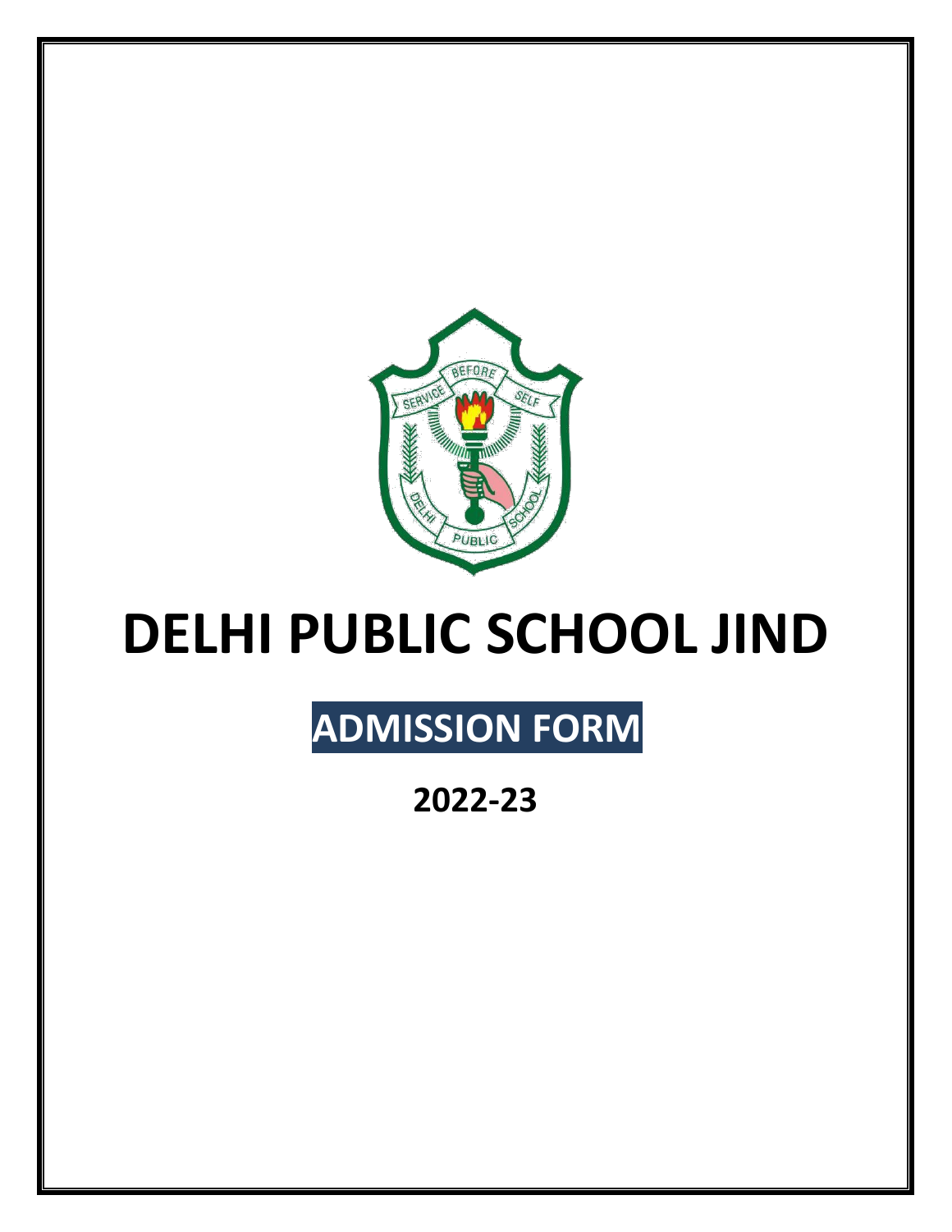# DELHI PUBLIC SCHOOL JIND

## ADMISSION FORM

### 2022-23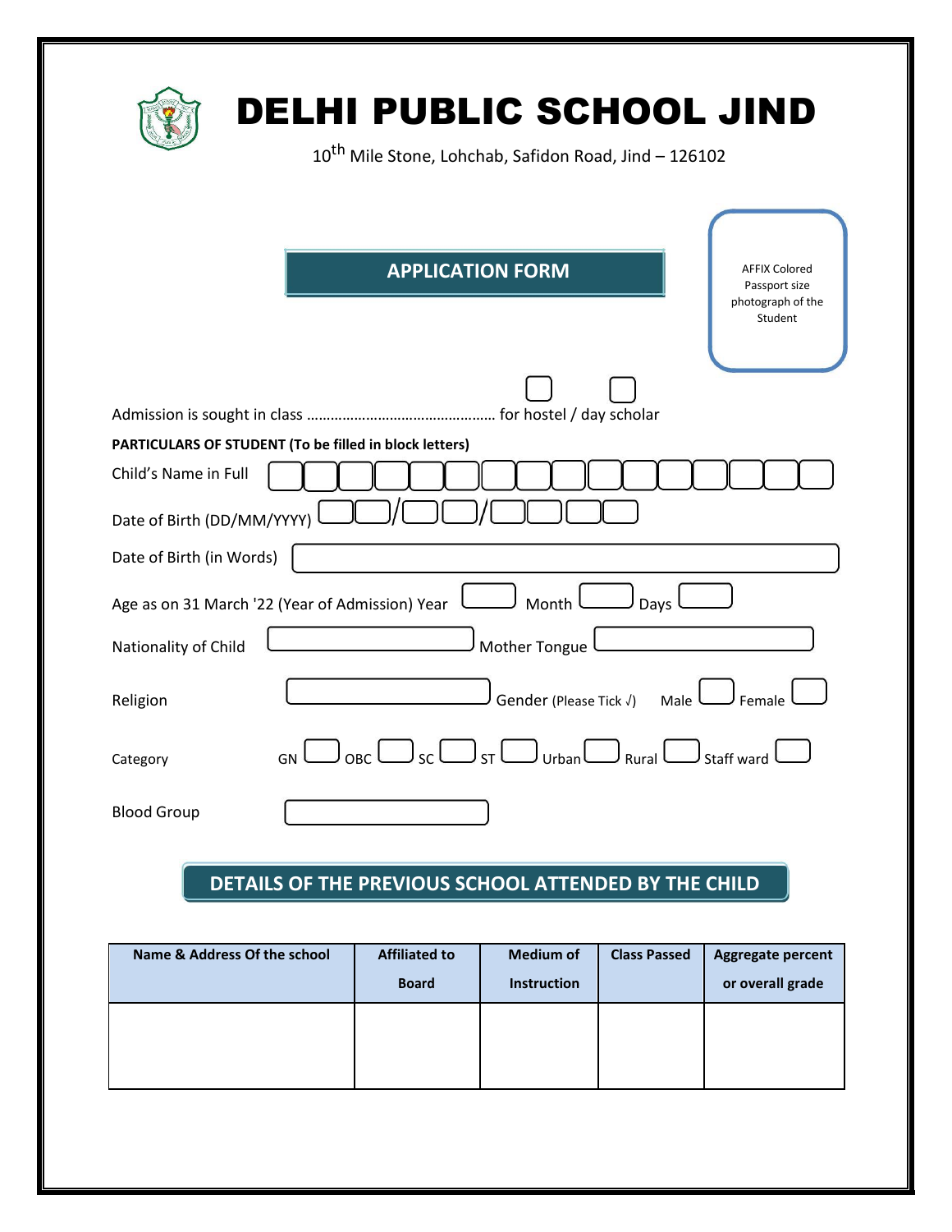# DELHI PUBLIC SCHOOL JIND

10th Mile Stone, Lohchab, Safidon Road, Jind – 126102

## APPLICATION FORM

AFFIX Colored Passport size photograph of the Student

Admission is sought in class ………………………………………… for hostel / day scholar

**PARTICULARS OF STUDENT (To be filled in block letters)**

Child's Name in Full

Date of Birth (DD/MM/YYYY) __ __ / __ __ / __ __ __ __

Date of Birth (in Words)

Age as on 31 March '22 (Year of Admission) Year      Month      Days

Nationality of Child      Mother Tongue

Religion      Gender (Please Tick √)   Male   Female

Category   GN   OBC   SC   ST   Urban   Rural   Staff ward

Blood Group

## DETAILS OF THE PREVIOUS SCHOOL ATTENDED BY THE CHILD

| Name & Address Of the school | Affiliated to Board | Medium of Instruction | Class Passed | Aggregate percent or overall grade |
|---|---|---|---|---|
| | | | | |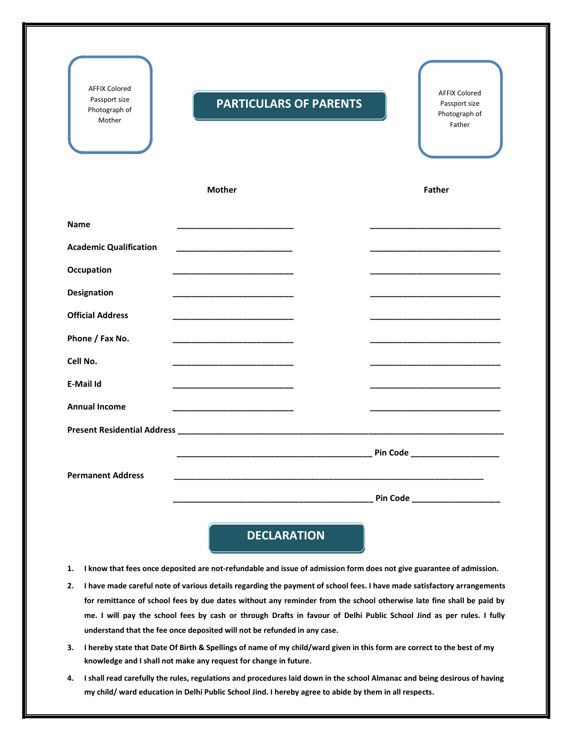AFFIX Colored Passport size Photograph of Mother

## PARTICULARS OF PARENTS

AFFIX Colored Passport size Photograph of Father

| | Mother | Father |
|---|---|---|
| **Name** | ________________________ | ___________________________ |
| **Academic Qualification** | ________________________ | ___________________________ |
| **Occupation** | ________________________ | ___________________________ |
| **Designation** | ________________________ | ___________________________ |
| **Official Address** | ________________________ | ___________________________ |
| **Phone / Fax No.** | ________________________ | ___________________________ |
| **Cell No.** | ________________________ | ___________________________ |
| **E-Mail Id** | ________________________ | ___________________________ |
| **Annual Income** | ________________________ | ___________________________ |

**Present Residential Address** ___________________________________________________________________

________________________________________ **Pin Code** __________________

**Permanent Address** ________________________________________________________________

________________________________________ **Pin Code** __________________

## DECLARATION

1. **I know that fees once deposited are not-refundable and issue of admission form does not give guarantee of admission.**
2. **I have made careful note of various details regarding the payment of school fees. I have made satisfactory arrangements for remittance of school fees by due dates without any reminder from the school otherwise late fine shall be paid by me. I will pay the school fees by cash or through Drafts in favour of Delhi Public School Jind as per rules. I fully understand that the fee once deposited will not be refunded in any case.**
3. **I hereby state that Date Of Birth & Spellings of name of my child/ward given in this form are correct to the best of my knowledge and I shall not make any request for change in future.**
4. **I shall read carefully the rules, regulations and procedures laid down in the school Almanac and being desirous of having my child/ ward education in Delhi Public School Jind. I hereby agree to abide by them in all respects.**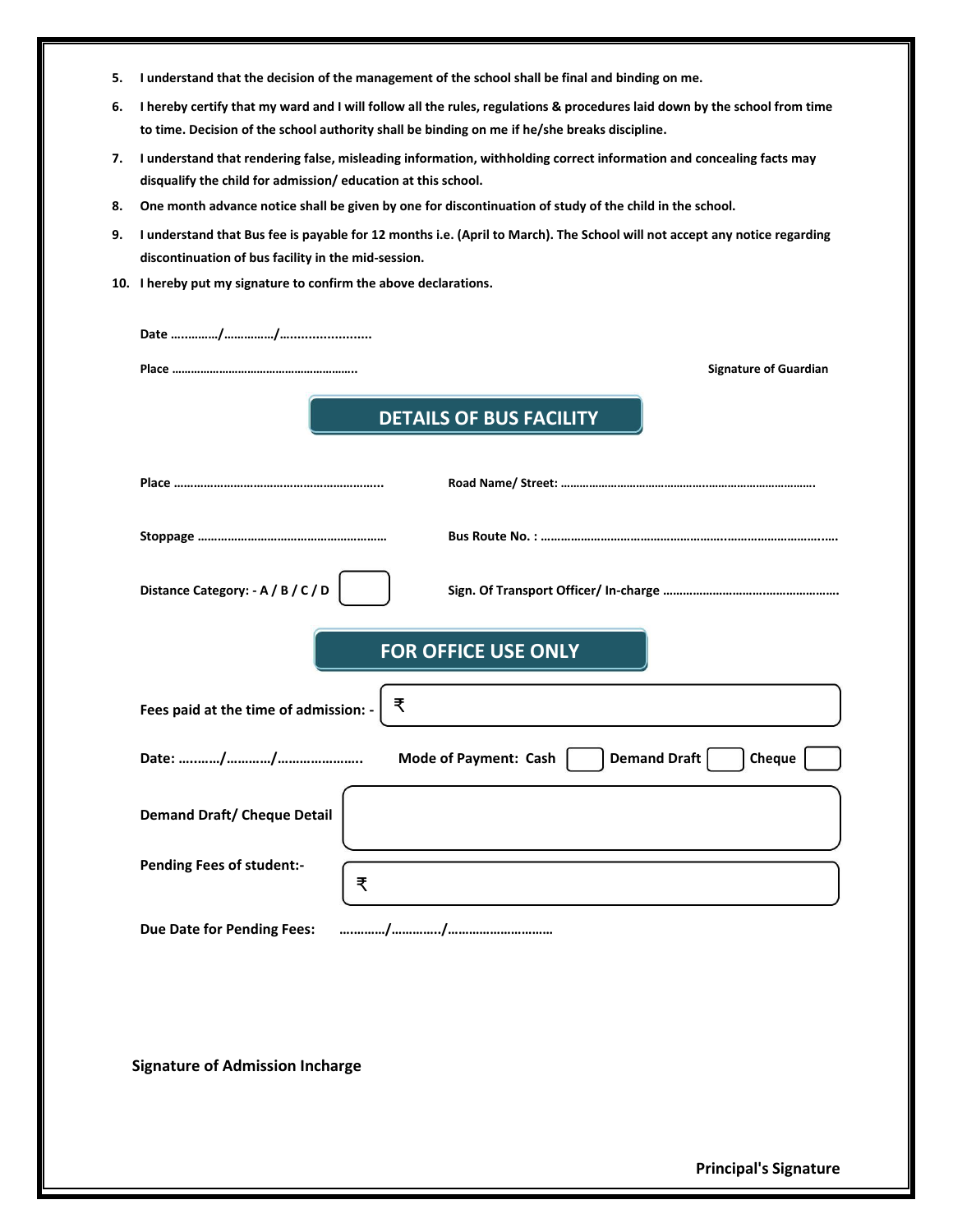5. I understand that the decision of the management of the school shall be final and binding on me.
6. I hereby certify that my ward and I will follow all the rules, regulations & procedures laid down by the school from time to time. Decision of the school authority shall be binding on me if he/she breaks discipline.
7. I understand that rendering false, misleading information, withholding correct information and concealing facts may disqualify the child for admission/ education at this school.
8. One month advance notice shall be given by one for discontinuation of study of the child in the school.
9. I understand that Bus fee is payable for 12 months i.e. (April to March). The School will not accept any notice regarding discontinuation of bus facility in the mid-session.
10. I hereby put my signature to confirm the above declarations.

Date …………/…………/……………………

Place …………………………………………………..

Signature of Guardian

## DETAILS OF BUS FACILITY

Place ……………………………………………………..

Road Name/ Street: ……………………………………………………………………….

Stoppage ………………………………………………

Bus Route No. : ………………………………………………………………………………

Distance Category: - A / B / C / D ☐

Sign. Of Transport Officer/ In-charge ……………………………………………

## FOR OFFICE USE ONLY

Fees paid at the time of admission: - ₹

Date: ………/…………/…………………..

Mode of Payment: Cash ☐ Demand Draft ☐ Cheque ☐

Demand Draft/ Cheque Detail

Pending Fees of student:- ₹

Due Date for Pending Fees: …………/…………../…………………………

**Signature of Admission Incharge**

**Principal's Signature**